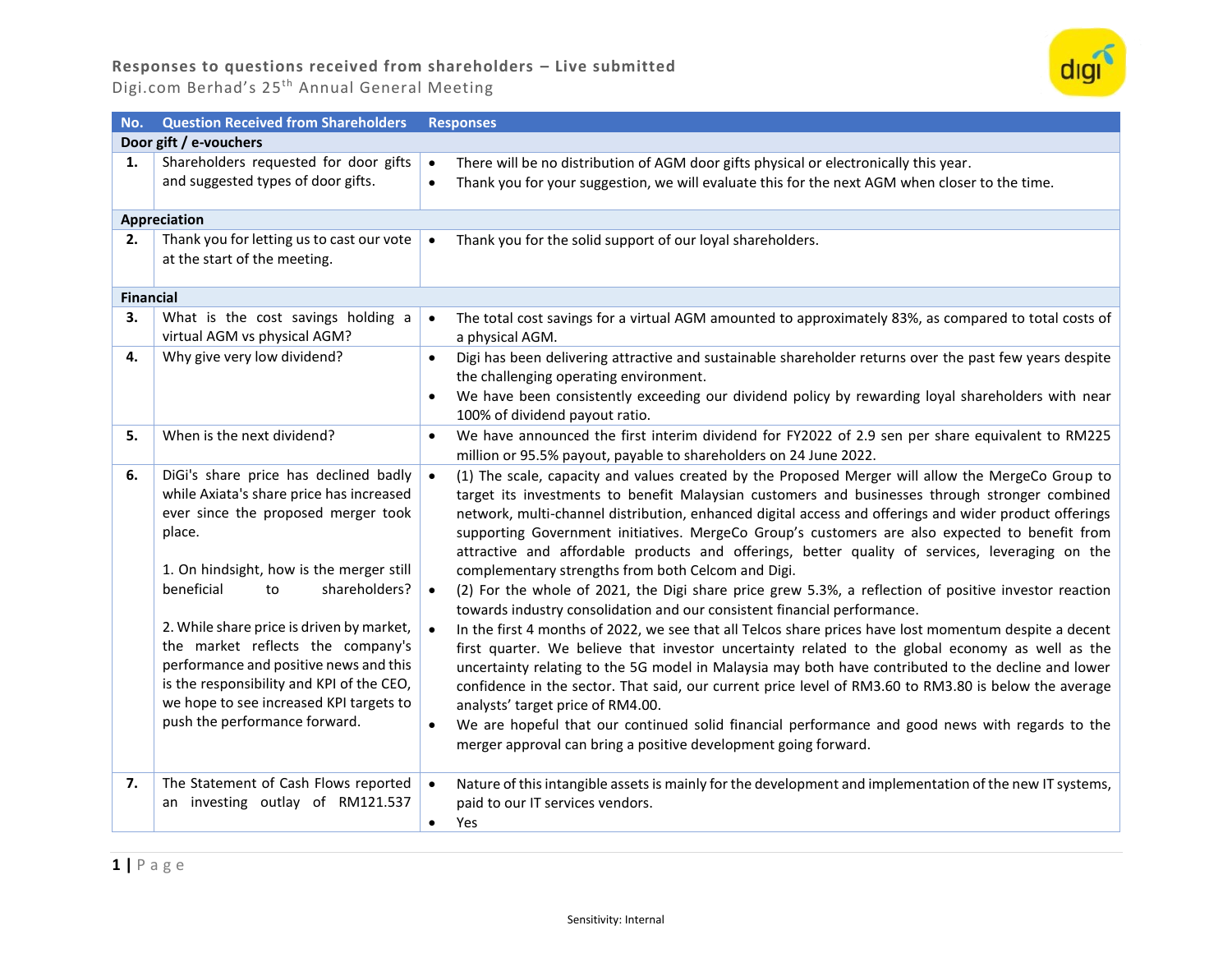## Responses to questions received from shareholders – Live submitted

Digi.com Berhad's 25th Annual General Meeting

| No. | Question Received from Shareholders | Responses |
|---|---|---|
| **Door gift / e-vouchers** | | |
| **1.** | Shareholders requested for door gifts and suggested types of door gifts. | • There will be no distribution of AGM door gifts physical or electronically this year.<br>• Thank you for your suggestion, we will evaluate this for the next AGM when closer to the time. |
| **Appreciation** | | |
| **2.** | Thank you for letting us to cast our vote at the start of the meeting. | • Thank you for the solid support of our loyal shareholders. |
| **Financial** | | |
| **3.** | What is the cost savings holding a virtual AGM vs physical AGM? | • The total cost savings for a virtual AGM amounted to approximately 83%, as compared to total costs of a physical AGM. |
| **4.** | Why give very low dividend? | • Digi has been delivering attractive and sustainable shareholder returns over the past few years despite the challenging operating environment.<br>• We have been consistently exceeding our dividend policy by rewarding loyal shareholders with near 100% of dividend payout ratio. |
| **5.** | When is the next dividend? | • We have announced the first interim dividend for FY2022 of 2.9 sen per share equivalent to RM225 million or 95.5% payout, payable to shareholders on 24 June 2022. |
| **6.** | DiGi's share price has declined badly while Axiata's share price has increased ever since the proposed merger took place.<br><br>1. On hindsight, how is the merger still beneficial to shareholders?<br><br>2. While share price is driven by market, the market reflects the company's performance and positive news and this is the responsibility and KPI of the CEO, we hope to see increased KPI targets to push the performance forward. | • (1) The scale, capacity and values created by the Proposed Merger will allow the MergeCo Group to target its investments to benefit Malaysian customers and businesses through stronger combined network, multi-channel distribution, enhanced digital access and offerings and wider product offerings supporting Government initiatives. MergeCo Group's customers are also expected to benefit from attractive and affordable products and offerings, better quality of services, leveraging on the complementary strengths from both Celcom and Digi.<br>• (2) For the whole of 2021, the Digi share price grew 5.3%, a reflection of positive investor reaction towards industry consolidation and our consistent financial performance.<br>• In the first 4 months of 2022, we see that all Telcos share prices have lost momentum despite a decent first quarter. We believe that investor uncertainty related to the global economy as well as the uncertainty relating to the 5G model in Malaysia may both have contributed to the decline and lower confidence in the sector. That said, our current price level of RM3.60 to RM3.80 is below the average analysts' target price of RM4.00.<br>• We are hopeful that our continued solid financial performance and good news with regards to the merger approval can bring a positive development going forward. |
| **7.** | The Statement of Cash Flows reported an investing outlay of RM121.537 | • Nature of this intangible assets is mainly for the development and implementation of the new IT systems, paid to our IT services vendors.<br>• Yes |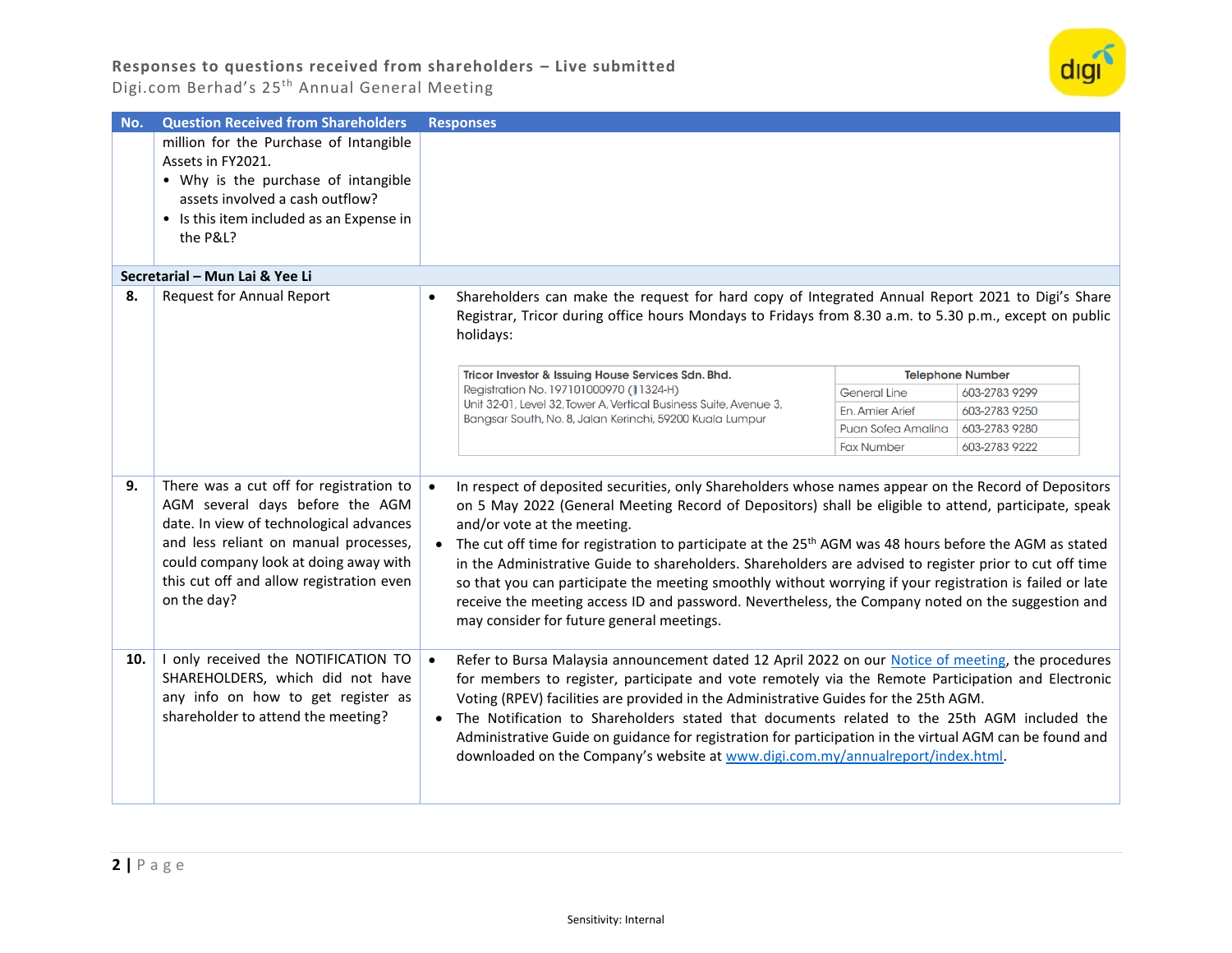| No. | Question Received from Shareholders | Responses |
|---|---|---|
| | million for the Purchase of Intangible Assets in FY2021.<br>• Why is the purchase of intangible assets involved a cash outflow?<br>• Is this item included as an Expense in the P&L? | |
| **Secretarial – Mun Lai & Yee Li** | | |
| **8.** | Request for Annual Report | • Shareholders can make the request for hard copy of Integrated Annual Report 2021 to Digi's Share Registrar, Tricor during office hours Mondays to Fridays from 8.30 a.m. to 5.30 p.m., except on public holidays:<br><br>**Tricor Investor & Issuing House Services Sdn. Bhd.**<br>Registration No. 197101000970 (11324-H)<br>Unit 32-01, Level 32, Tower A, Vertical Business Suite, Avenue 3, Bangsar South, No. 8, Jalan Kerinchi, 59200 Kuala Lumpur<br><br>**Telephone Number**<br>General Line: 603-2783 9299<br>En. Amier Arief: 603-2783 9250<br>Puan Sofea Amalina: 603-2783 9280<br>Fax Number: 603-2783 9222 |
| **9.** | There was a cut off for registration to AGM several days before the AGM date. In view of technological advances and less reliant on manual processes, could company look at doing away with this cut off and allow registration even on the day? | • In respect of deposited securities, only Shareholders whose names appear on the Record of Depositors on 5 May 2022 (General Meeting Record of Depositors) shall be eligible to attend, participate, speak and/or vote at the meeting.<br>• The cut off time for registration to participate at the 25th AGM was 48 hours before the AGM as stated in the Administrative Guide to shareholders. Shareholders are advised to register prior to cut off time so that you can participate the meeting smoothly without worrying if your registration is failed or late receive the meeting access ID and password. Nevertheless, the Company noted on the suggestion and may consider for future general meetings. |
| **10.** | I only received the NOTIFICATION TO SHAREHOLDERS, which did not have any info on how to get register as shareholder to attend the meeting? | • Refer to Bursa Malaysia announcement dated 12 April 2022 on our Notice of meeting, the procedures for members to register, participate and vote remotely via the Remote Participation and Electronic Voting (RPEV) facilities are provided in the Administrative Guides for the 25th AGM.<br>• The Notification to Shareholders stated that documents related to the 25th AGM included the Administrative Guide on guidance for registration for participation in the virtual AGM can be found and downloaded on the Company's website at www.digi.com.my/annualreport/index.html. |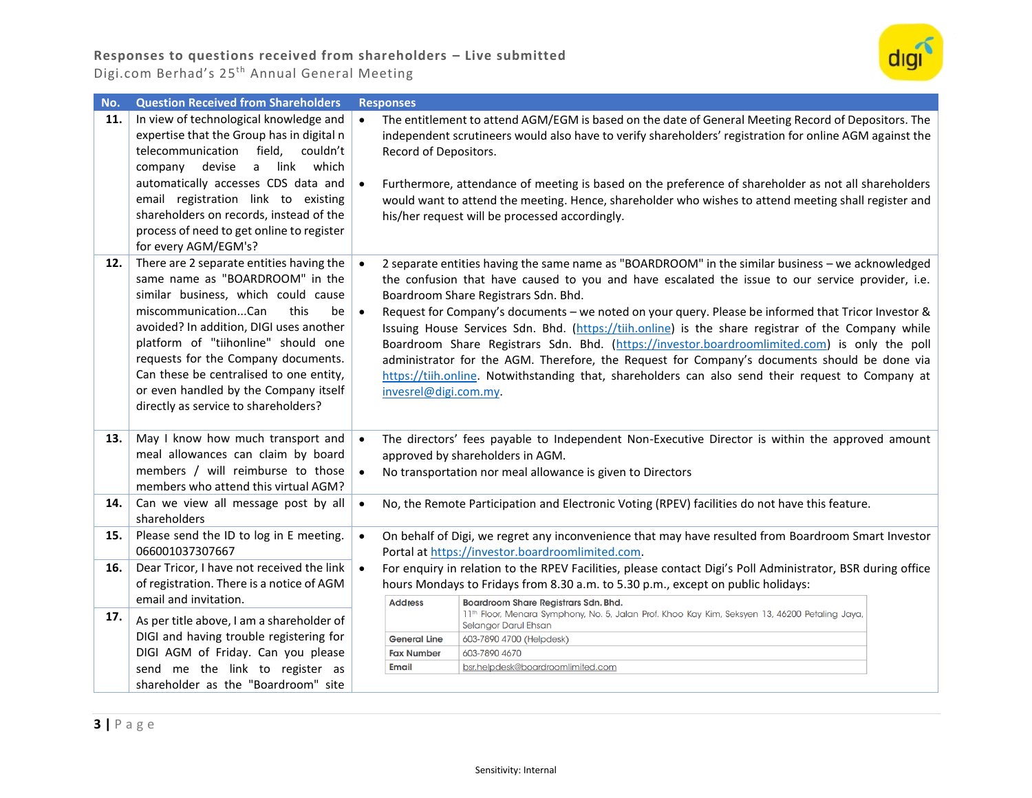| No. | Question Received from Shareholders | Responses |
|---|---|---|
| **11.** | In view of technological knowledge and expertise that the Group has in digital n telecommunication field, couldn't company devise a link which automatically accesses CDS data and email registration link to existing shareholders on records, instead of the process of need to get online to register for every AGM/EGM's? | • The entitlement to attend AGM/EGM is based on the date of General Meeting Record of Depositors. The independent scrutineers would also have to verify shareholders' registration for online AGM against the Record of Depositors.<br><br>• Furthermore, attendance of meeting is based on the preference of shareholder as not all shareholders would want to attend the meeting. Hence, shareholder who wishes to attend meeting shall register and his/her request will be processed accordingly. |
| **12.** | There are 2 separate entities having the same name as "BOARDROOM" in the similar business, which could cause miscommunication...Can this be avoided? In addition, DIGI uses another platform of "tiihonline" should one requests for the Company documents. Can these be centralised to one entity, or even handled by the Company itself directly as service to shareholders? | • 2 separate entities having the same name as "BOARDROOM" in the similar business – we acknowledged the confusion that have caused to you and have escalated the issue to our service provider, i.e. Boardroom Share Registrars Sdn. Bhd.<br>• Request for Company's documents – we noted on your query. Please be informed that Tricor Investor & Issuing House Services Sdn. Bhd. (https://tiih.online) is the share registrar of the Company while Boardroom Share Registrars Sdn. Bhd. (https://investor.boardroomlimited.com) is only the poll administrator for the AGM. Therefore, the Request for Company's documents should be done via https://tiih.online. Notwithstanding that, shareholders can also send their request to Company at invesrel@digi.com.my. |
| **13.** | May I know how much transport and meal allowances can claim by board members / will reimburse to those members who attend this virtual AGM? | • The directors' fees payable to Independent Non-Executive Director is within the approved amount approved by shareholders in AGM.<br>• No transportation nor meal allowance is given to Directors |
| **14.** | Can we view all message post by all shareholders | • No, the Remote Participation and Electronic Voting (RPEV) facilities do not have this feature. |
| **15.** | Please send the ID to log in E meeting. 066001037307667 | • On behalf of Digi, we regret any inconvenience that may have resulted from Boardroom Smart Investor Portal at https://investor.boardroomlimited.com.<br>• For enquiry in relation to the RPEV Facilities, please contact Digi's Poll Administrator, BSR during office hours Mondays to Fridays from 8.30 a.m. to 5.30 p.m., except on public holidays:<br><br>**Address:** **Boardroom Share Registrars Sdn. Bhd.** 11th Floor, Menara Symphony, No. 5, Jalan Prof. Khoo Kay Kim, Seksyen 13, 46200 Petaling Jaya, Selangor Darul Ehsan<br>**General Line:** 603-7890 4700 (Helpdesk)<br>**Fax Number:** 603-7890 4670<br>**Email:** bsr.helpdesk@boardroomlimited.com |
| **16.** | Dear Tricor, I have not received the link of registration. There is a notice of AGM email and invitation. | |
| **17.** | As per title above, I am a shareholder of DIGI and having trouble registering for DIGI AGM of Friday. Can you please send me the link to register as shareholder as the "Boardroom" site | |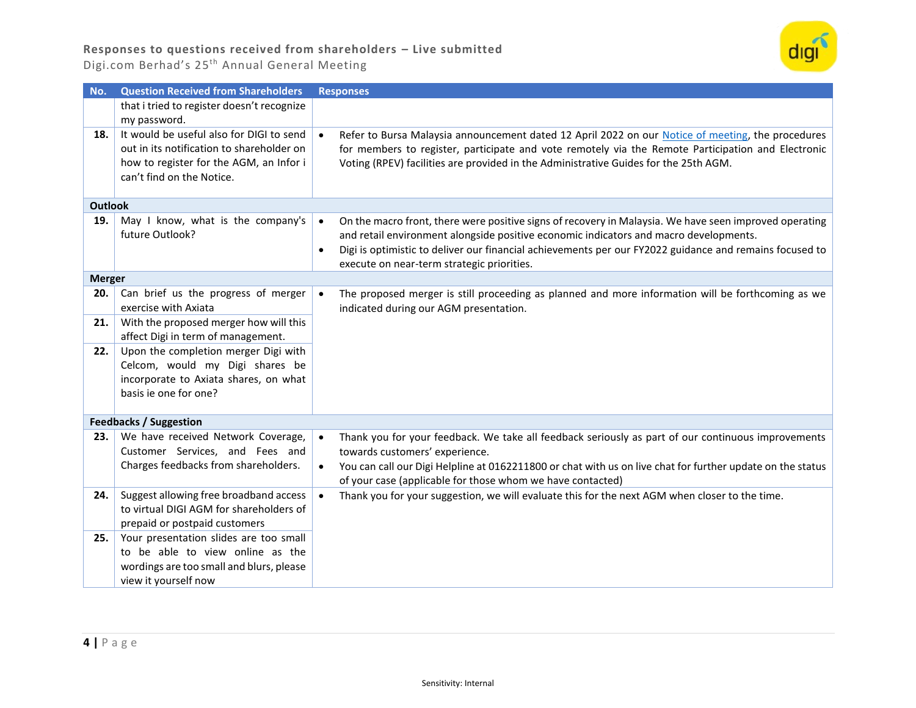# Responses to questions received from shareholders – Live submitted

Digi.com Berhad's 25th Annual General Meeting

| No. | Question Received from Shareholders | Responses |
|---|---|---|
| | that i tried to register doesn't recognize my password. | |
| **18.** | It would be useful also for DIGI to send out in its notification to shareholder on how to register for the AGM, an Infor i can't find on the Notice. | • Refer to Bursa Malaysia announcement dated 12 April 2022 on our Notice of meeting, the procedures for members to register, participate and vote remotely via the Remote Participation and Electronic Voting (RPEV) facilities are provided in the Administrative Guides for the 25th AGM. |
| **Outlook** | | |
| **19.** | May I know, what is the company's future Outlook? | • On the macro front, there were positive signs of recovery in Malaysia. We have seen improved operating and retail environment alongside positive economic indicators and macro developments.<br>• Digi is optimistic to deliver our financial achievements per our FY2022 guidance and remains focused to execute on near-term strategic priorities. |
| **Merger** | | |
| **20.** | Can brief us the progress of merger exercise with Axiata | • The proposed merger is still proceeding as planned and more information will be forthcoming as we indicated during our AGM presentation. |
| **21.** | With the proposed merger how will this affect Digi in term of management. | |
| **22.** | Upon the completion merger Digi with Celcom, would my Digi shares be incorporate to Axiata shares, on what basis ie one for one? | |
| **Feedbacks / Suggestion** | | |
| **23.** | We have received Network Coverage, Customer Services, and Fees and Charges feedbacks from shareholders. | • Thank you for your feedback. We take all feedback seriously as part of our continuous improvements towards customers' experience.<br>• You can call our Digi Helpline at 0162211800 or chat with us on live chat for further update on the status of your case (applicable for those whom we have contacted) |
| **24.** | Suggest allowing free broadband access to virtual DIGI AGM for shareholders of prepaid or postpaid customers | • Thank you for your suggestion, we will evaluate this for the next AGM when closer to the time. |
| **25.** | Your presentation slides are too small to be able to view online as the wordings are too small and blurs, please view it yourself now | |

Sensitivity: Internal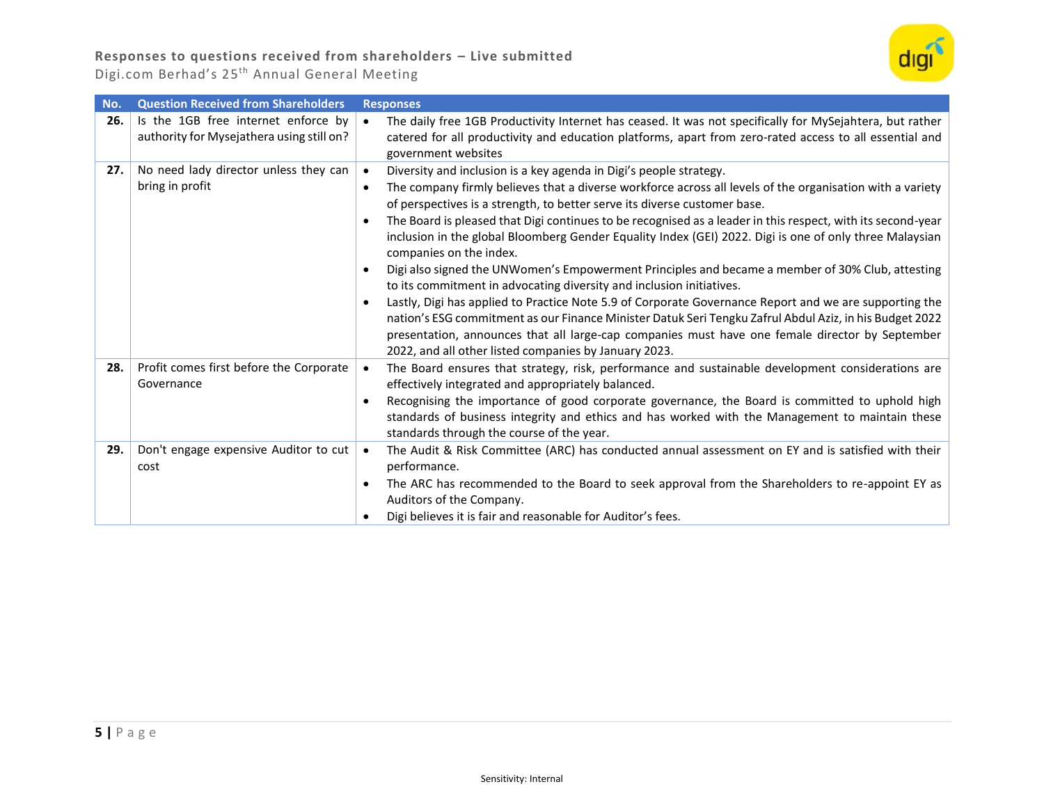| No. | Question Received from Shareholders | Responses |
|---|---|---|
| **26.** | Is the 1GB free internet enforce by authority for Mysejathera using still on? | • The daily free 1GB Productivity Internet has ceased. It was not specifically for MySejahtera, but rather catered for all productivity and education platforms, apart from zero-rated access to all essential and government websites |
| **27.** | No need lady director unless they can bring in profit | • Diversity and inclusion is a key agenda in Digi's people strategy. <br>• The company firmly believes that a diverse workforce across all levels of the organisation with a variety of perspectives is a strength, to better serve its diverse customer base. <br>• The Board is pleased that Digi continues to be recognised as a leader in this respect, with its second-year inclusion in the global Bloomberg Gender Equality Index (GEI) 2022. Digi is one of only three Malaysian companies on the index. <br>• Digi also signed the UNWomen's Empowerment Principles and became a member of 30% Club, attesting to its commitment in advocating diversity and inclusion initiatives. <br>• Lastly, Digi has applied to Practice Note 5.9 of Corporate Governance Report and we are supporting the nation's ESG commitment as our Finance Minister Datuk Seri Tengku Zafrul Abdul Aziz, in his Budget 2022 presentation, announces that all large-cap companies must have one female director by September 2022, and all other listed companies by January 2023. |
| **28.** | Profit comes first before the Corporate Governance | • The Board ensures that strategy, risk, performance and sustainable development considerations are effectively integrated and appropriately balanced. <br>• Recognising the importance of good corporate governance, the Board is committed to uphold high standards of business integrity and ethics and has worked with the Management to maintain these standards through the course of the year. |
| **29.** | Don't engage expensive Auditor to cut cost | • The Audit & Risk Committee (ARC) has conducted annual assessment on EY and is satisfied with their performance. <br>• The ARC has recommended to the Board to seek approval from the Shareholders to re-appoint EY as Auditors of the Company. <br>• Digi believes it is fair and reasonable for Auditor's fees. |